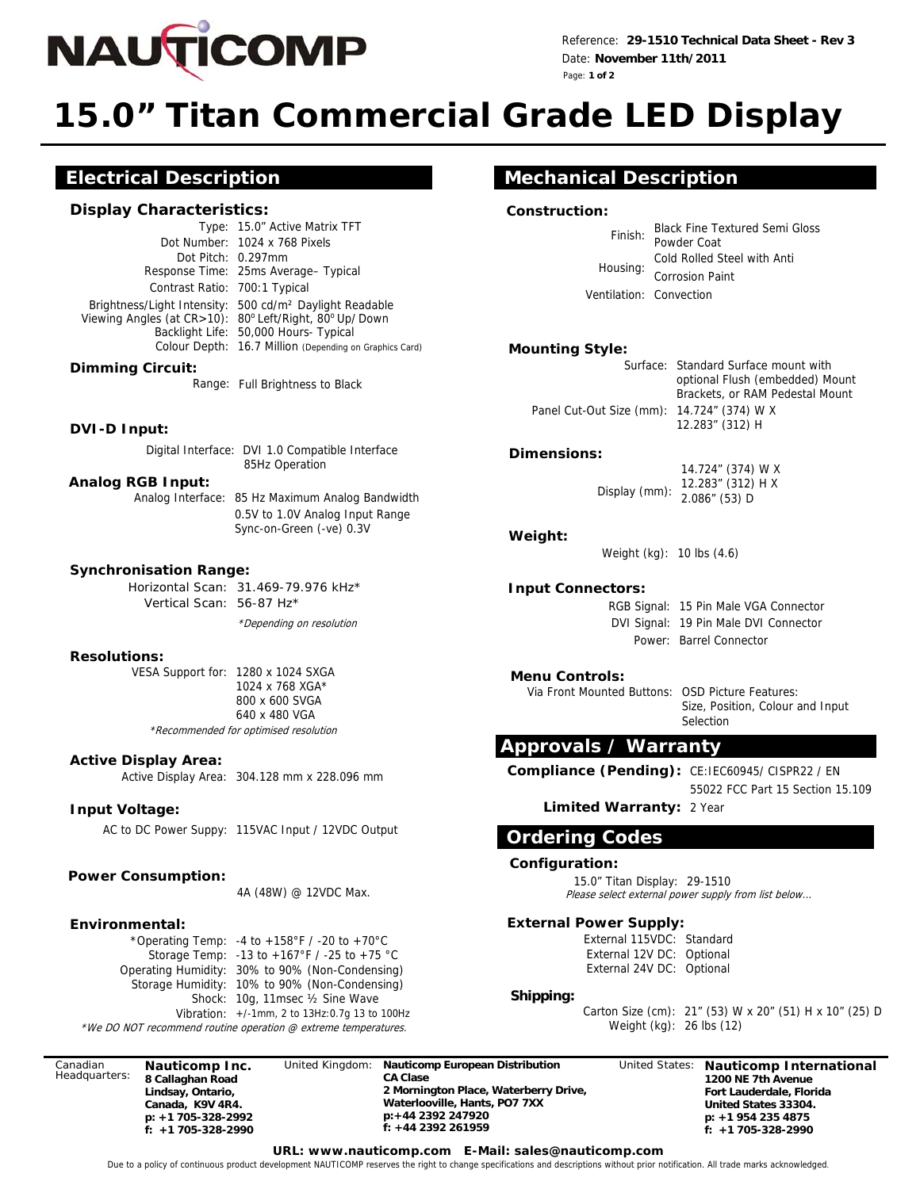NAUTICOMP

Reference: **29-1510 Technical Data Sheet - Rev 3**
Date: **November 11th/2011**

# 15.0" Titan Commercial Grade LED Display

## Electrical Description

### Display Characteristics:

| | |
|---|---|
| Type: | 15.0" Active Matrix TFT |
| Dot Number: | 1024 x 768 Pixels |
| Dot Pitch: | 0.297mm |
| Response Time: | 25ms Average– Typical |
| Contrast Ratio: | 700:1 Typical |
| Brightness/Light Intensity: | 500 cd/m² Daylight Readable |
| Viewing Angles (at CR>10): | 80° Left/Right, 80° Up/Down |
| Backlight Life: | 50,000 Hours- Typical |
| Colour Depth: | 16.7 Million (Depending on Graphics Card) |

### Dimming Circuit:

Range: Full Brightness to Black

### DVI-D Input:

Digital Interface: DVI 1.0 Compatible Interface 85Hz Operation

### Analog RGB Input:

Analog Interface: 85 Hz Maximum Analog Bandwidth
0.5V to 1.0V Analog Input Range
Sync-on-Green (-ve) 0.3V

### Synchronisation Range:

Horizontal Scan: 31.469-79.976 kHz*
Vertical Scan: 56-87 Hz*

*\*Depending on resolution*

### Resolutions:

VESA Support for: 1280 x 1024 SXGA
1024 x 768 XGA*
800 x 600 SVGA
640 x 480 VGA

*\*Recommended for optimised resolution*

### Active Display Area:

Active Display Area: 304.128 mm x 228.096 mm

### Input Voltage:

AC to DC Power Suppy: 115VAC Input / 12VDC Output

### Power Consumption:

4A (48W) @ 12VDC Max.

### Environmental:

| | |
|---|---|
| *Operating Temp: | -4 to +158°F / -20 to +70°C |
| Storage Temp: | -13 to +167°F / -25 to +75 °C |
| Operating Humidity: | 30% to 90% (Non-Condensing) |
| Storage Humidity: | 10% to 90% (Non-Condensing) |
| Shock: | 10g, 11msec ½ Sine Wave |
| Vibration: | +/-1mm, 2 to 13Hz:0.7g 13 to 100Hz |

*\*We DO NOT recommend routine operation @ extreme temperatures.*

## Mechanical Description

### Construction:

| | |
|---|---|
| Finish: | Black Fine Textured Semi Gloss Powder Coat |
| Housing: | Cold Rolled Steel with Anti Corrosion Paint |
| Ventilation: | Convection |

### Mounting Style:

| | |
|---|---|
| Surface: | Standard Surface mount with optional Flush (embedded) Mount Brackets, or RAM Pedestal Mount |
| Panel Cut-Out Size (mm): | 14.724" (374) W X 12.283" (312) H |

### Dimensions:

Display (mm): 14.724" (374) W X 12.283" (312) H X 2.086" (53) D

### Weight:

Weight (kg): 10 lbs (4.6)

### Input Connectors:

| | |
|---|---|
| RGB Signal: | 15 Pin Male VGA Connector |
| DVI Signal: | 19 Pin Male DVI Connector |
| Power: | Barrel Connector |

### Menu Controls:

Via Front Mounted Buttons: OSD Picture Features: Size, Position, Colour and Input Selection

## Approvals / Warranty

**Compliance (Pending):** CE:IEC60945/ CISPR22 / EN 55022 FCC Part 15 Section 15.109

**Limited Warranty:** 2 Year

## Ordering Codes

### Configuration:

15.0" Titan Display: 29-1510

*Please select external power supply from list below...*

### External Power Supply:

| | |
|---|---|
| External 115VDC: | Standard |
| External 12V DC: | Optional |
| External 24V DC: | Optional |

### Shipping:

Carton Size (cm): 21" (53) W x 20" (51) H x 10" (25) D
Weight (kg): 26 lbs (12)

---

Canadian Headquarters: **Nauticomp Inc.**
**8 Callaghan Road**
**Lindsay, Ontario,**
**Canada, K9V 4R4.**
**p: +1 705-328-2992**
**f: +1 705-328-2990**

United Kingdom: **Nauticomp European Distribution**
**CA Clase**
**2 Mornington Place, Waterberry Drive,**
**Waterlooville, Hants, PO7 7XX**
**p:+44 2392 247920**
**f: +44 2392 261959**

United States: **Nauticomp International**
**1200 NE 7th Avenue**
**Fort Lauderdale, Florida**
**United States 33304.**
**p: +1 954 235 4875**
**f: +1 705-328-2990**

**URL: www.nauticomp.com E-Mail: sales@nauticomp.com**

Due to a policy of continuous product development NAUTICOMP reserves the right to change specifications and descriptions without prior notification. All trade marks acknowledged.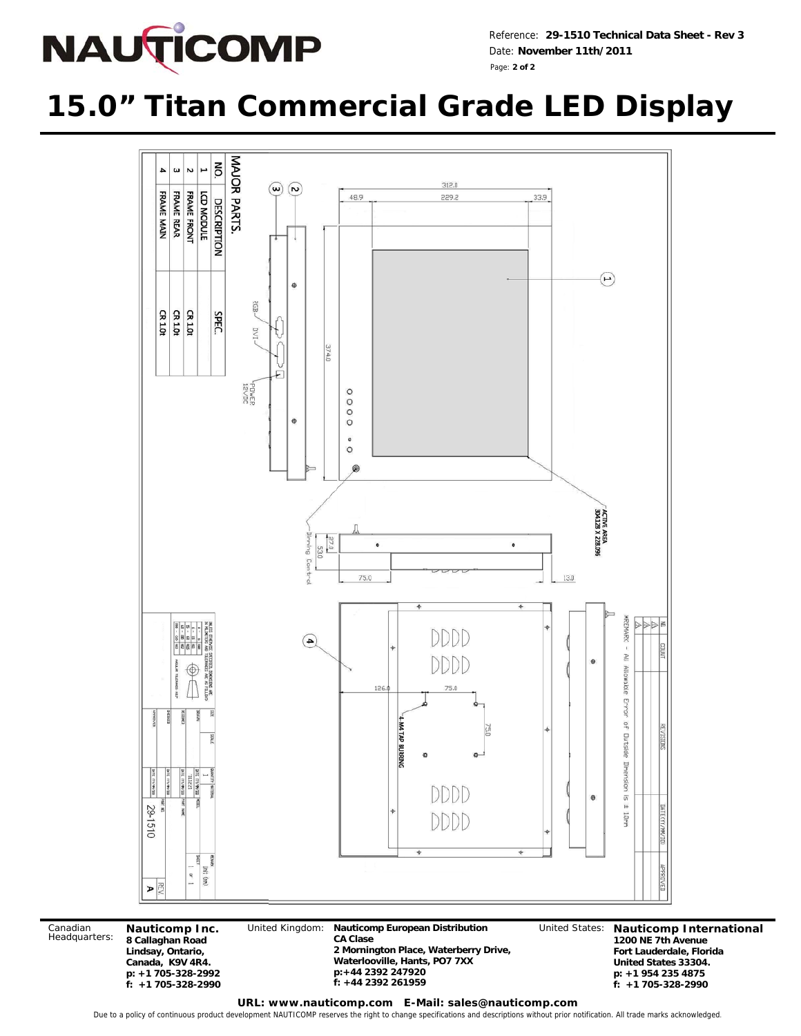# 15.0" Titan Commercial Grade LED Display

MAJOR PARTS.

| NO. | DESCRIPTION | SPEC. |
| --- | --- | --- |
| 1 | LCD MODULE | CR 1.0t |
| 2 | FRAME FRONT | CR 1.0t |
| 3 | FRAME REAR | CR 1.0t |
| 4 | FRAME MAIN | CR 1.0t |

312.0
48.9
229.2
33.9
374.0
RGB
DVI
POWER 12VDC
ACTIVE AREA 304.128 X 228.096
Dimming Control
27.0
53.0
75.0
13.0
126.0
75.0
75.0
4-M4 TAP BURRING

*REMARK - All Allowable Error of Outside Dimension is ± 1.0mm

| NO. | COUNT | REVISIONS | DATE(YY/MM/DD) | APPROVED |
| --- | --- | --- | --- | --- |

29-1510
REV. A
UNIT (mm)
SHEET 1 OF 1

Canadian Headquarters:
**Nauticomp Inc.**
**8 Callaghan Road**
**Lindsay, Ontario,**
**Canada, K9V 4R4.**
**p: +1 705-328-2992**
**f: +1 705-328-2990**

United Kingdom:
**Nauticomp European Distribution**
**CA Clase**
**2 Mornington Place, Waterberry Drive,**
**Waterlooville, Hants, PO7 7XX**
**p:+44 2392 247920**
**f: +44 2392 261959**

United States:
**Nauticomp International**
**1200 NE 7th Avenue**
**Fort Lauderdale, Florida**
**United States 33304.**
**p: +1 954 235 4875**
**f: +1 705-328-2990**

**URL: www.nauticomp.com E-Mail: sales@nauticomp.com**

Due to a policy of continuous product development NAUTICOMP reserves the right to change specifications and descriptions without prior notification. All trade marks acknowledged.